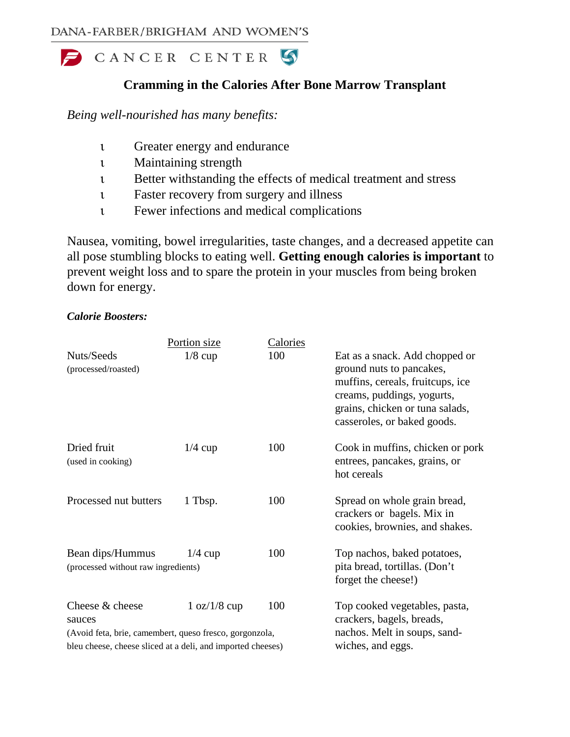DANA-FARBER/BRIGHAM AND WOMEN'S

CANCER CENTER

# Cramming in the Calories After Bone Marrow Transplant

*Being well-nourished has many benefits:*

- Greater energy and endurance
- Maintaining strength
- Better withstanding the effects of medical treatment and stress
- Faster recovery from surgery and illness
- Fewer infections and medical complications

Nausea, vomiting, bowel irregularities, taste changes, and a decreased appetite can all pose stumbling blocks to eating well. **Getting enough calories is important** to prevent weight loss and to spare the protein in your muscles from being broken down for energy.

***Calorie Boosters:***

| | Portion size | Calories | |
|---|---|---|---|
| Nuts/Seeds (processed/roasted) | 1/8 cup | 100 | Eat as a snack. Add chopped or ground nuts to pancakes, muffins, cereals, fruitcups, ice creams, puddings, yogurts, grains, chicken or tuna salads, casseroles, or baked goods. |
| Dried fruit (used in cooking) | 1/4 cup | 100 | Cook in muffins, chicken or pork entrees, pancakes, grains, or hot cereals |
| Processed nut butters | 1 Tbsp. | 100 | Spread on whole grain bread, crackers or bagels. Mix in cookies, brownies, and shakes. |
| Bean dips/Hummus (processed without raw ingredients) | 1/4 cup | 100 | Top nachos, baked potatoes, pita bread, tortillas. (Don't forget the cheese!) |
| Cheese & cheese sauces (Avoid feta, brie, camembert, queso fresco, gorgonzola, bleu cheese, cheese sliced at a deli, and imported cheeses) | 1 oz/1/8 cup | 100 | Top cooked vegetables, pasta, crackers, bagels, breads, nachos. Melt in soups, sandwiches, and eggs. |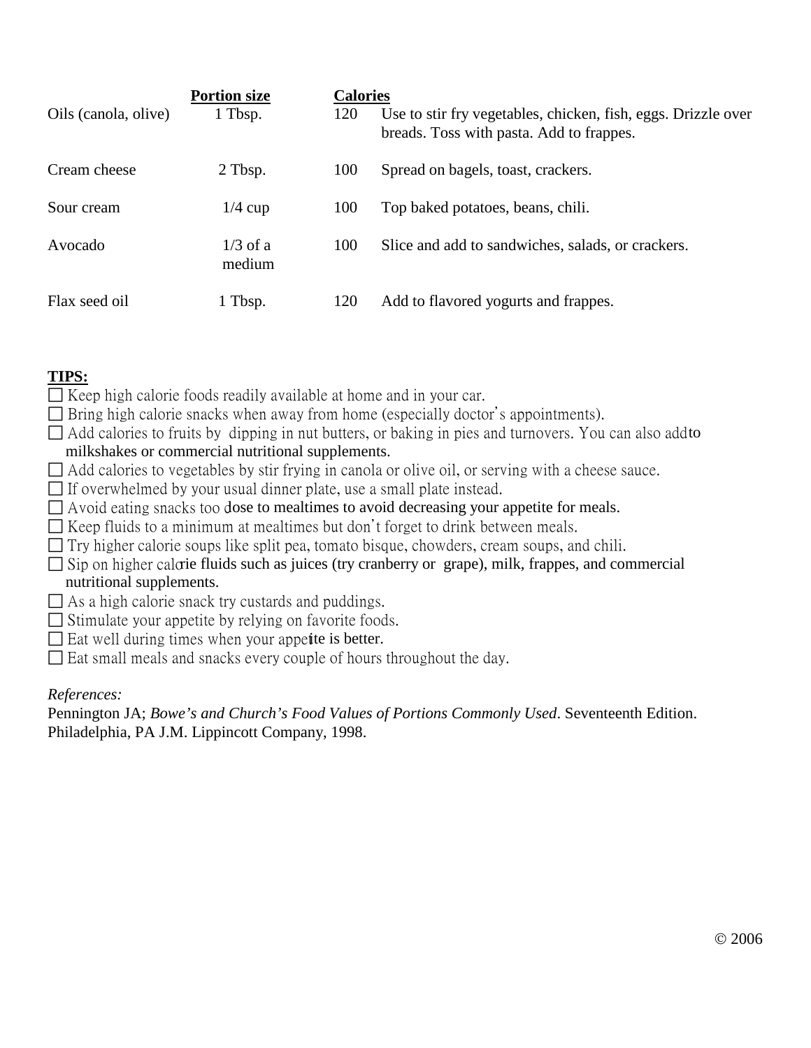| | Portion size | Calories | |
|---|---|---|---|
| Oils (canola, olive) | 1 Tbsp. | 120 | Use to stir fry vegetables, chicken, fish, eggs. Drizzle over breads. Toss with pasta. Add to frappes. |
| Cream cheese | 2 Tbsp. | 100 | Spread on bagels, toast, crackers. |
| Sour cream | 1/4 cup | 100 | Top baked potatoes, beans, chili. |
| Avocado | 1/3 of a medium | 100 | Slice and add to sandwiches, salads, or crackers. |
| Flax seed oil | 1 Tbsp. | 120 | Add to flavored yogurts and frappes. |

**TIPS:**

- ☐ Keep high calorie foods readily available at home and in your car.
- ☐ Bring high calorie snacks when away from home (especially doctor's appointments).
- ☐ Add calories to fruits by dipping in nut butters, or baking in pies and turnovers. You can also add to milkshakes or commercial nutritional supplements.
- ☐ Add calories to vegetables by stir frying in canola or olive oil, or serving with a cheese sauce.
- ☐ If overwhelmed by your usual dinner plate, use a small plate instead.
- ☐ Avoid eating snacks too close to mealtimes to avoid decreasing your appetite for meals.
- ☐ Keep fluids to a minimum at mealtimes but don't forget to drink between meals.
- ☐ Try higher calorie soups like split pea, tomato bisque, chowders, cream soups, and chili.
- ☐ Sip on higher calorie fluids such as juices (try cranberry or grape), milk, frappes, and commercial nutritional supplements.
- ☐ As a high calorie snack try custards and puddings.
- ☐ Stimulate your appetite by relying on favorite foods.
- ☐ Eat well during times when your appetite is better.
- ☐ Eat small meals and snacks every couple of hours throughout the day.

*References:*

Pennington JA; *Bowe's and Church's Food Values of Portions Commonly Used*. Seventeenth Edition. Philadelphia, PA J.M. Lippincott Company, 1998.

© 2006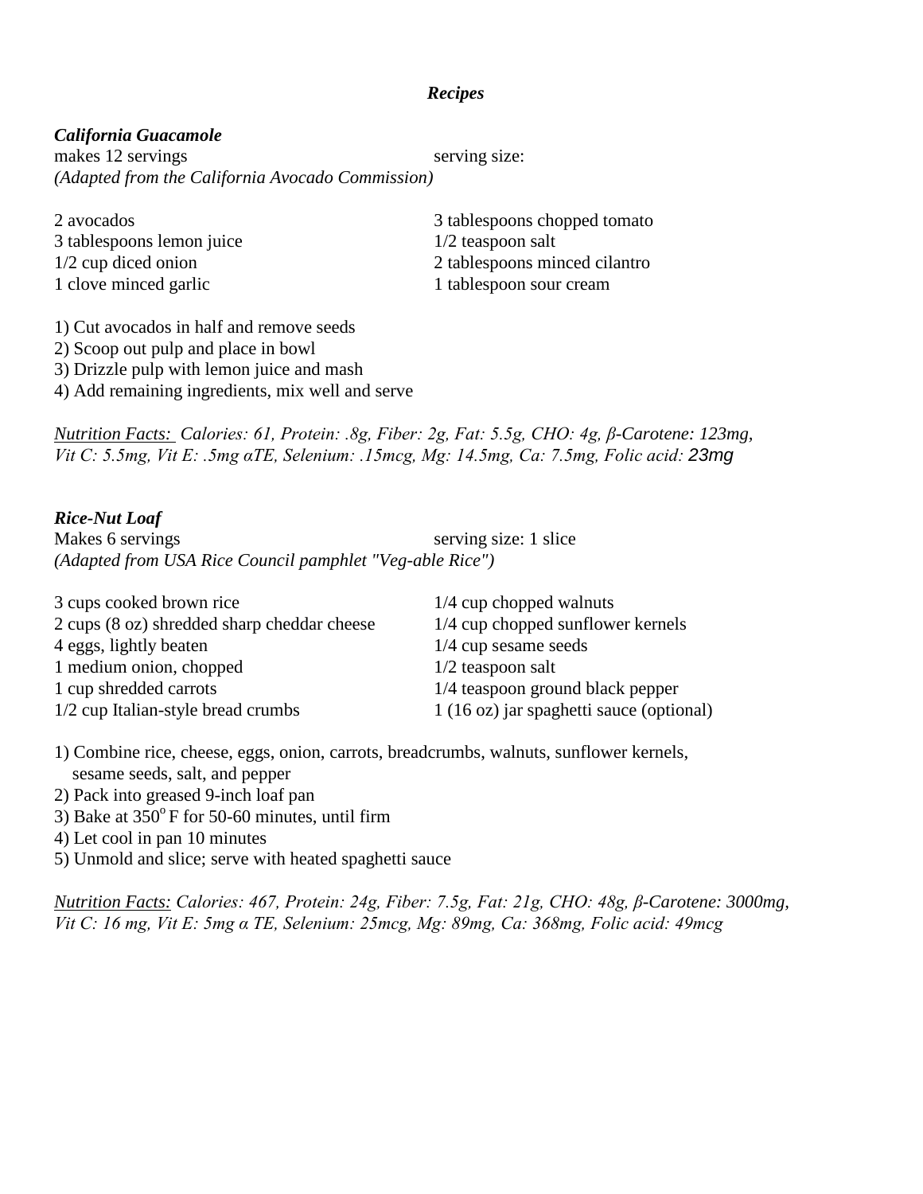# *Recipes*

## *California Guacamole*

makes 12 servings | serving size:

*(Adapted from the California Avocado Commission)*

- 2 avocados
- 3 tablespoons lemon juice
- 1/2 cup diced onion
- 1 clove minced garlic
- 3 tablespoons chopped tomato
- 1/2 teaspoon salt
- 2 tablespoons minced cilantro
- 1 tablespoon sour cream

1) Cut avocados in half and remove seeds
2) Scoop out pulp and place in bowl
3) Drizzle pulp with lemon juice and mash
4) Add remaining ingredients, mix well and serve

Nutrition Facts: *Calories: 61, Protein: .8g, Fiber: 2g, Fat: 5.5g, CHO: 4g, β-Carotene: 123mg, Vit C: 5.5mg, Vit E: .5mg αTE, Selenium: .15mcg, Mg: 14.5mg, Ca: 7.5mg, Folic acid: 23mg*

## *Rice-Nut Loaf*

Makes 6 servings | serving size: 1 slice

*(Adapted from USA Rice Council pamphlet "Veg-able Rice")*

- 3 cups cooked brown rice
- 2 cups (8 oz) shredded sharp cheddar cheese
- 4 eggs, lightly beaten
- 1 medium onion, chopped
- 1 cup shredded carrots
- 1/2 cup Italian-style bread crumbs
- 1/4 cup chopped walnuts
- 1/4 cup chopped sunflower kernels
- 1/4 cup sesame seeds
- 1/2 teaspoon salt
- 1/4 teaspoon ground black pepper
- 1 (16 oz) jar spaghetti sauce (optional)

1) Combine rice, cheese, eggs, onion, carrots, breadcrumbs, walnuts, sunflower kernels, sesame seeds, salt, and pepper
2) Pack into greased 9-inch loaf pan
3) Bake at 350$^{o}$ F for 50-60 minutes, until firm
4) Let cool in pan 10 minutes
5) Unmold and slice; serve with heated spaghetti sauce

Nutrition Facts: *Calories: 467, Protein: 24g, Fiber: 7.5g, Fat: 21g, CHO: 48g, β-Carotene: 3000mg, Vit C: 16 mg, Vit E: 5mg α TE, Selenium: 25mcg, Mg: 89mg, Ca: 368mg, Folic acid: 49mcg*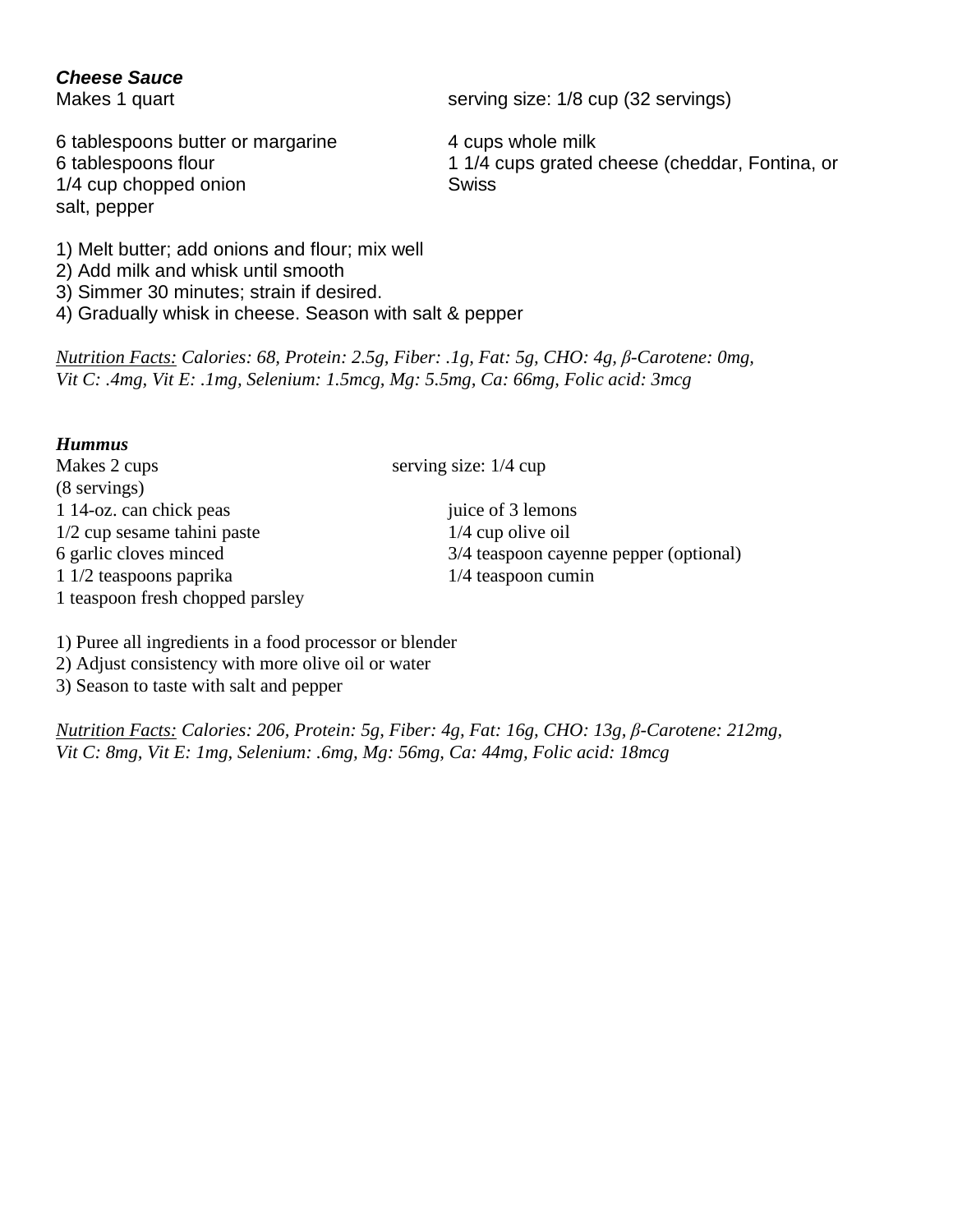### ***Cheese Sauce***

Makes 1 quart

serving size: 1/8 cup (32 servings)

6 tablespoons butter or margarine
6 tablespoons flour
1/4 cup chopped onion
salt, pepper
4 cups whole milk
1 1/4 cups grated cheese (cheddar, Fontina, or Swiss

1) Melt butter; add onions and flour; mix well
2) Add milk and whisk until smooth
3) Simmer 30 minutes; strain if desired.
4) Gradually whisk in cheese. Season with salt & pepper

*Nutrition Facts: Calories: 68, Protein: 2.5g, Fiber: .1g, Fat: 5g, CHO: 4g, β-Carotene: 0mg, Vit C: .4mg, Vit E: .1mg, Selenium: 1.5mcg, Mg: 5.5mg, Ca: 66mg, Folic acid: 3mcg*

### ***Hummus***

Makes 2 cups (8 servings)

serving size: 1/4 cup

1 14-oz. can chick peas
1/2 cup sesame tahini paste
6 garlic cloves minced
1 1/2 teaspoons paprika
1 teaspoon fresh chopped parsley
juice of 3 lemons
1/4 cup olive oil
3/4 teaspoon cayenne pepper (optional)
1/4 teaspoon cumin

1) Puree all ingredients in a food processor or blender
2) Adjust consistency with more olive oil or water
3) Season to taste with salt and pepper

*Nutrition Facts: Calories: 206, Protein: 5g, Fiber: 4g, Fat: 16g, CHO: 13g, β-Carotene: 212mg, Vit C: 8mg, Vit E: 1mg, Selenium: .6mg, Mg: 56mg, Ca: 44mg, Folic acid: 18mcg*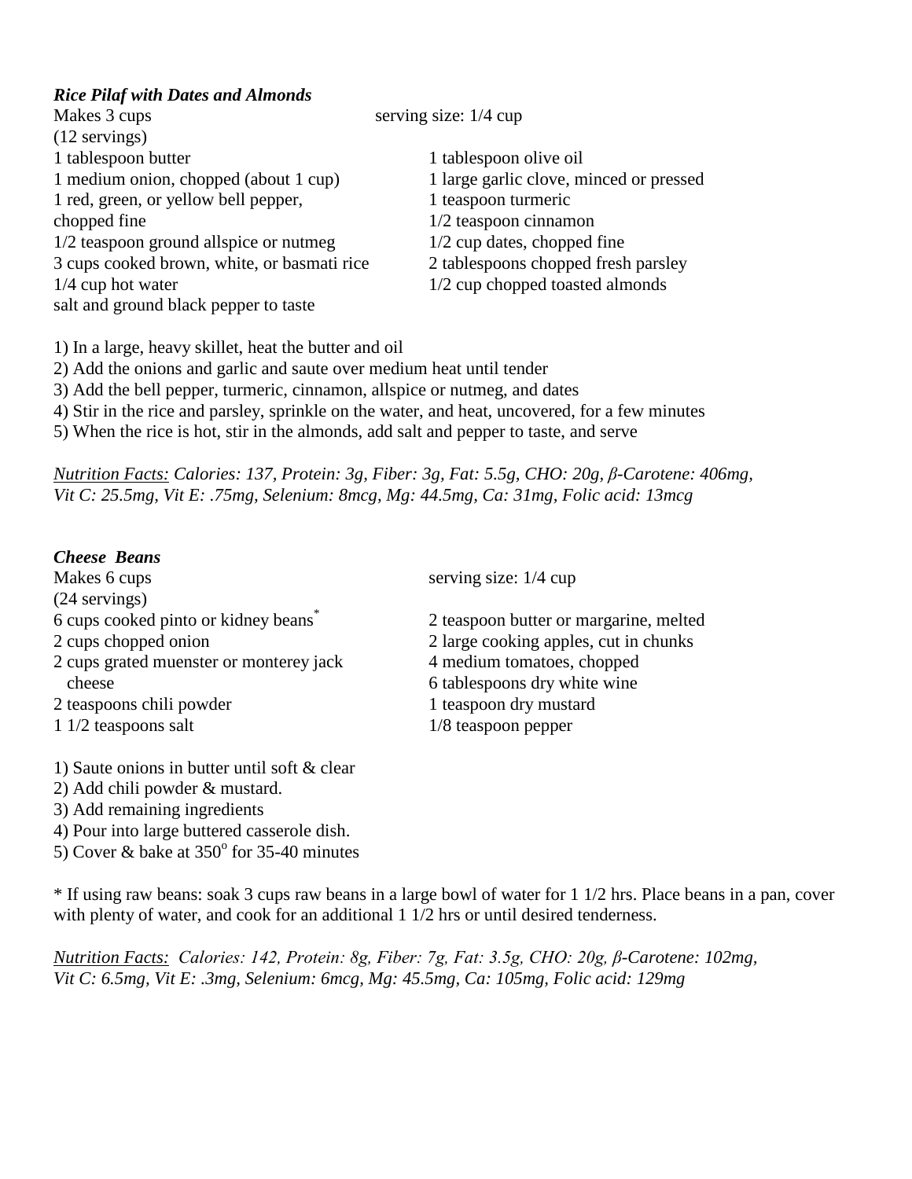***Rice Pilaf with Dates and Almonds***

Makes 3 cups (12 servings)

serving size: 1/4 cup

- 1 tablespoon butter
- 1 medium onion, chopped (about 1 cup)
- 1 red, green, or yellow bell pepper, chopped fine
- 1/2 teaspoon ground allspice or nutmeg
- 3 cups cooked brown, white, or basmati rice
- 1/4 cup hot water
- salt and ground black pepper to taste
- 1 tablespoon olive oil
- 1 large garlic clove, minced or pressed
- 1 teaspoon turmeric
- 1/2 teaspoon cinnamon
- 1/2 cup dates, chopped fine
- 2 tablespoons chopped fresh parsley
- 1/2 cup chopped toasted almonds

1) In a large, heavy skillet, heat the butter and oil
2) Add the onions and garlic and saute over medium heat until tender
3) Add the bell pepper, turmeric, cinnamon, allspice or nutmeg, and dates
4) Stir in the rice and parsley, sprinkle on the water, and heat, uncovered, for a few minutes
5) When the rice is hot, stir in the almonds, add salt and pepper to taste, and serve

*Nutrition Facts: Calories: 137, Protein: 3g, Fiber: 3g, Fat: 5.5g, CHO: 20g, β-Carotene: 406mg, Vit C: 25.5mg, Vit E: .75mg, Selenium: 8mcg, Mg: 44.5mg, Ca: 31mg, Folic acid: 13mcg*

***Cheese Beans***

Makes 6 cups (24 servings)

serving size: 1/4 cup

- 6 cups cooked pinto or kidney beans*
- 2 cups chopped onion
- 2 cups grated muenster or monterey jack cheese
- 2 teaspoons chili powder
- 1 1/2 teaspoons salt
- 2 teaspoon butter or margarine, melted
- 2 large cooking apples, cut in chunks
- 4 medium tomatoes, chopped
- 6 tablespoons dry white wine
- 1 teaspoon dry mustard
- 1/8 teaspoon pepper

1) Saute onions in butter until soft & clear
2) Add chili powder & mustard.
3) Add remaining ingredients
4) Pour into large buttered casserole dish.
5) Cover & bake at 350$^o$ for 35-40 minutes

* If using raw beans: soak 3 cups raw beans in a large bowl of water for 1 1/2 hrs. Place beans in a pan, cover with plenty of water, and cook for an additional 1 1/2 hrs or until desired tenderness.

*Nutrition Facts: Calories: 142, Protein: 8g, Fiber: 7g, Fat: 3.5g, CHO: 20g, β-Carotene: 102mg, Vit C: 6.5mg, Vit E: .3mg, Selenium: 6mcg, Mg: 45.5mg, Ca: 105mg, Folic acid: 129mg*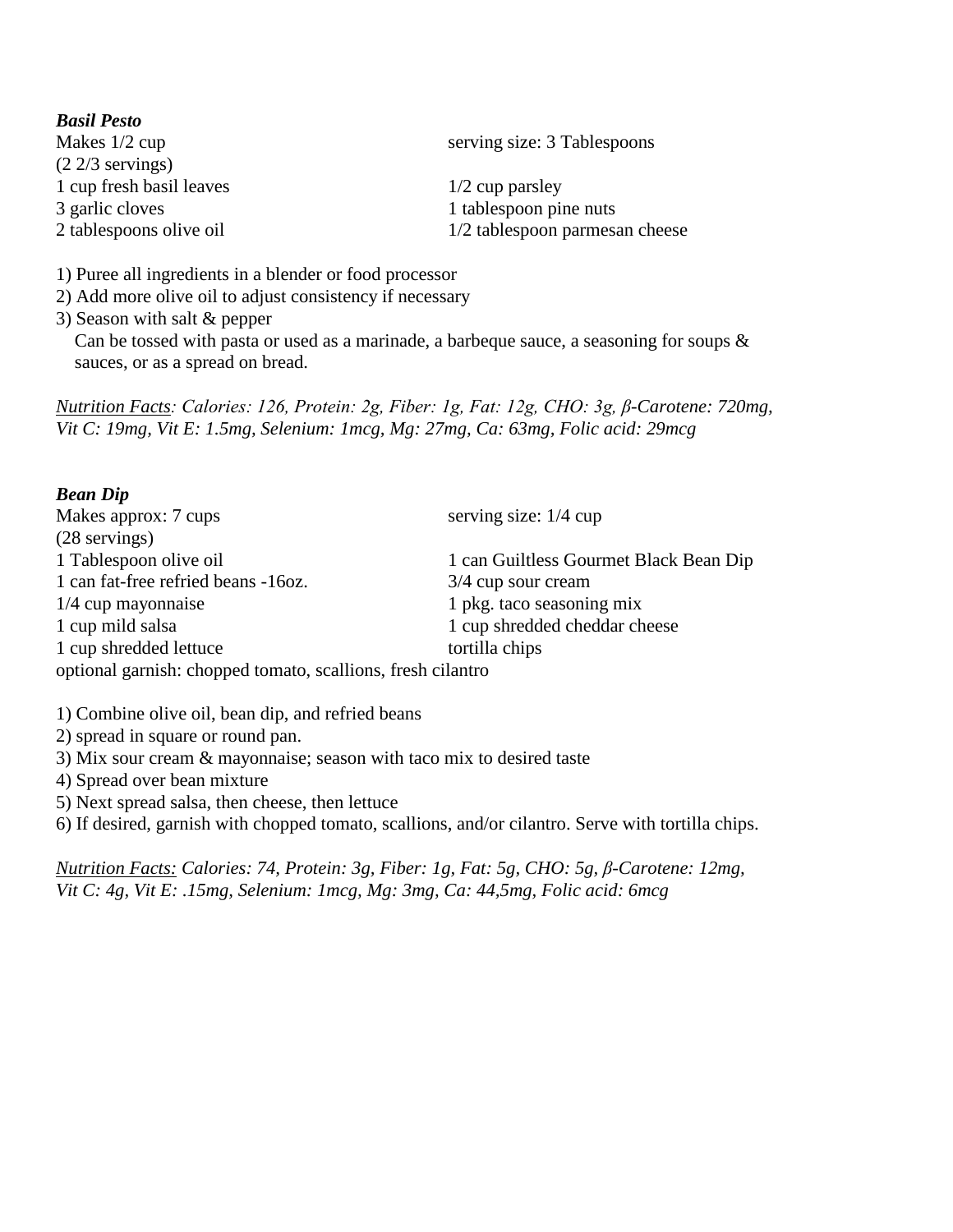***Basil Pesto***

Makes 1/2 cup (2 2/3 servings)

serving size: 3 Tablespoons

1 cup fresh basil leaves
3 garlic cloves
2 tablespoons olive oil
1/2 cup parsley
1 tablespoon pine nuts
1/2 tablespoon parmesan cheese

1) Puree all ingredients in a blender or food processor
2) Add more olive oil to adjust consistency if necessary
3) Season with salt & pepper
   Can be tossed with pasta or used as a marinade, a barbeque sauce, a seasoning for soups & sauces, or as a spread on bread.

<u>Nutrition Facts</u>*: Calories: 126, Protein: 2g, Fiber: 1g, Fat: 12g, CHO: 3g, β-Carotene: 720mg, Vit C: 19mg, Vit E: 1.5mg, Selenium: 1mcg, Mg: 27mg, Ca: 63mg, Folic acid: 29mcg*

***Bean Dip***

Makes approx: 7 cups (28 servings)

serving size: 1/4 cup

1 Tablespoon olive oil
1 can fat-free refried beans -16oz.
1/4 cup mayonnaise
1 cup mild salsa
1 cup shredded lettuce
1 can Guiltless Gourmet Black Bean Dip
3/4 cup sour cream
1 pkg. taco seasoning mix
1 cup shredded cheddar cheese
tortilla chips
optional garnish: chopped tomato, scallions, fresh cilantro

1) Combine olive oil, bean dip, and refried beans
2) spread in square or round pan.
3) Mix sour cream & mayonnaise; season with taco mix to desired taste
4) Spread over bean mixture
5) Next spread salsa, then cheese, then lettuce
6) If desired, garnish with chopped tomato, scallions, and/or cilantro. Serve with tortilla chips.

<u>Nutrition Facts:</u> *Calories: 74, Protein: 3g, Fiber: 1g, Fat: 5g, CHO: 5g, β-Carotene: 12mg, Vit C: 4g, Vit E: .15mg, Selenium: 1mcg, Mg: 3mg, Ca: 44,5mg, Folic acid: 6mcg*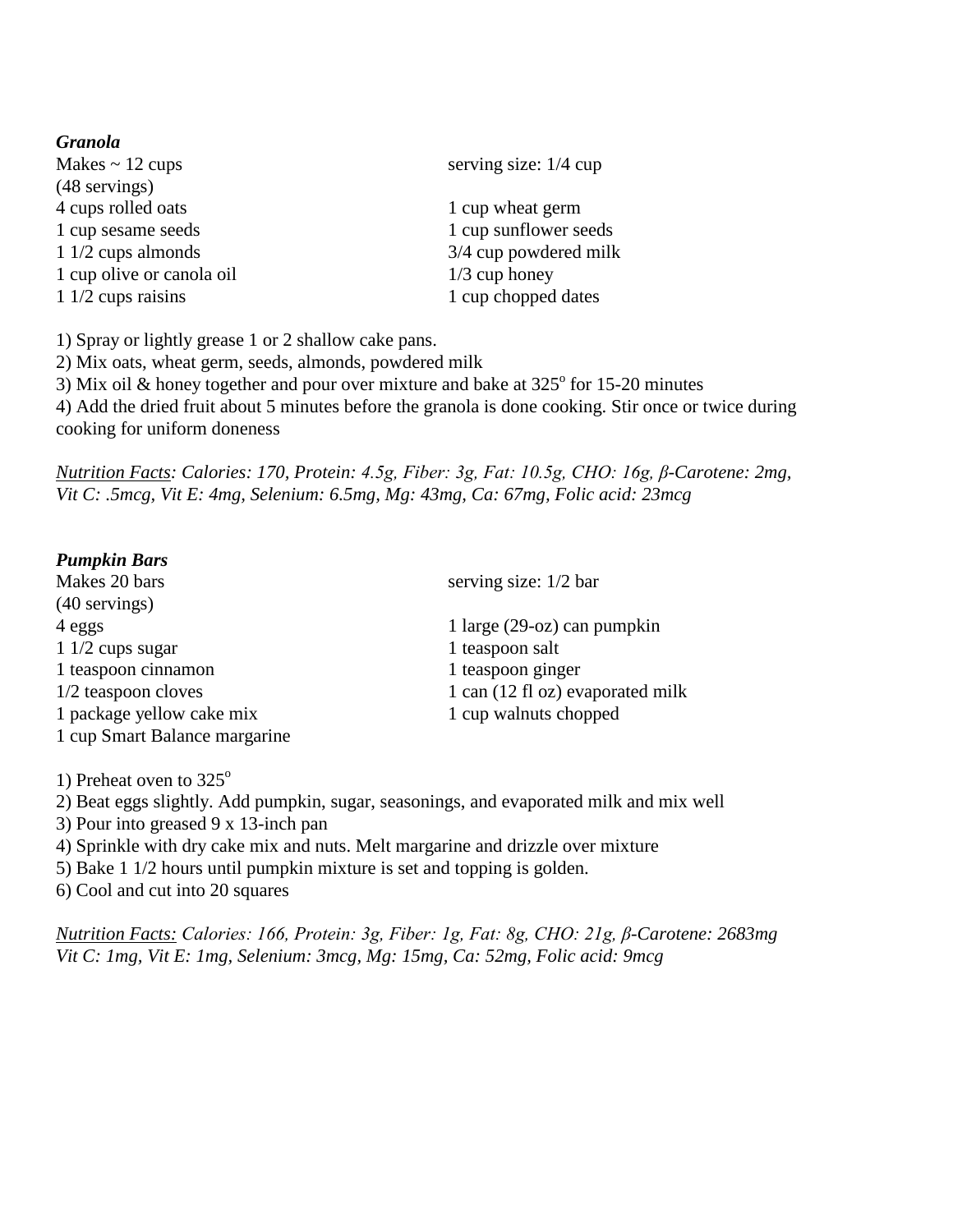***Granola***

Makes ~ 12 cups
(48 servings)

serving size: 1/4 cup

4 cups rolled oats
1 cup wheat germ
1 cup sesame seeds
1 cup sunflower seeds
1 1/2 cups almonds
3/4 cup powdered milk
1 cup olive or canola oil
1/3 cup honey
1 1/2 cups raisins
1 cup chopped dates

1) Spray or lightly grease 1 or 2 shallow cake pans.
2) Mix oats, wheat germ, seeds, almonds, powdered milk
3) Mix oil & honey together and pour over mixture and bake at 325° for 15-20 minutes
4) Add the dried fruit about 5 minutes before the granola is done cooking. Stir once or twice during cooking for uniform doneness

<u>Nutrition Facts</u>: *Calories: 170, Protein: 4.5g, Fiber: 3g, Fat: 10.5g, CHO: 16g, β-Carotene: 2mg, Vit C: .5mcg, Vit E: 4mg, Selenium: 6.5mg, Mg: 43mg, Ca: 67mg, Folic acid: 23mcg*

***Pumpkin Bars***

Makes 20 bars
(40 servings)

serving size: 1/2 bar

4 eggs
1 large (29-oz) can pumpkin
1 1/2 cups sugar
1 teaspoon salt
1 teaspoon cinnamon
1 teaspoon ginger
1/2 teaspoon cloves
1 can (12 fl oz) evaporated milk
1 package yellow cake mix
1 cup walnuts chopped
1 cup Smart Balance margarine

1) Preheat oven to 325°
2) Beat eggs slightly. Add pumpkin, sugar, seasonings, and evaporated milk and mix well
3) Pour into greased 9 x 13-inch pan
4) Sprinkle with dry cake mix and nuts. Melt margarine and drizzle over mixture
5) Bake 1 1/2 hours until pumpkin mixture is set and topping is golden.
6) Cool and cut into 20 squares

<u>Nutrition Facts:</u> *Calories: 166, Protein: 3g, Fiber: 1g, Fat: 8g, CHO: 21g, β-Carotene: 2683mg Vit C: 1mg, Vit E: 1mg, Selenium: 3mcg, Mg: 15mg, Ca: 52mg, Folic acid: 9mcg*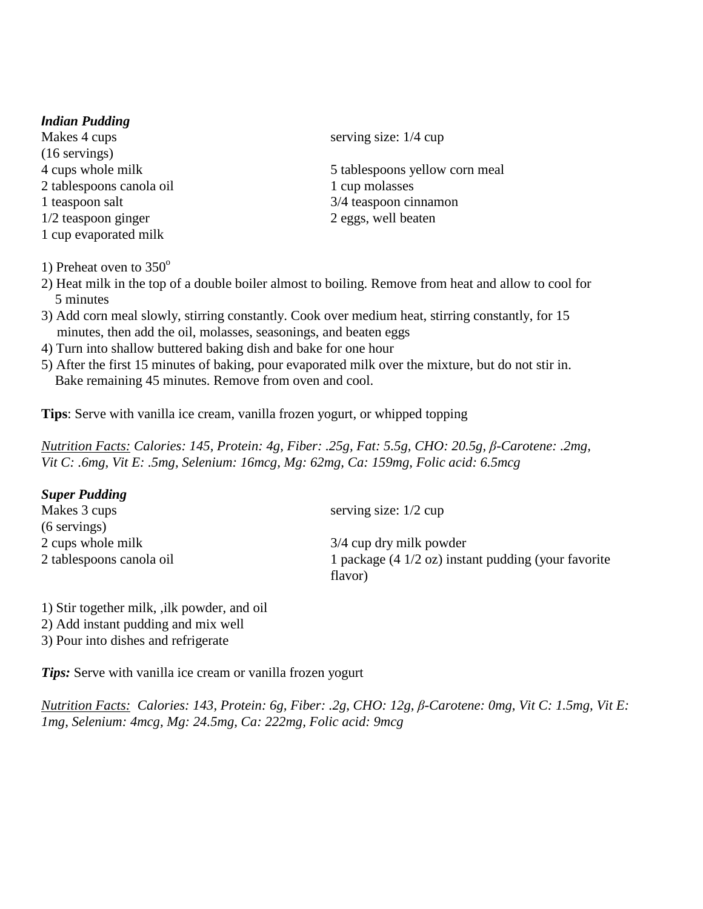***Indian Pudding***

Makes 4 cups (16 servings)

serving size: 1/4 cup

- 4 cups whole milk
- 2 tablespoons canola oil
- 1 teaspoon salt
- 1/2 teaspoon ginger
- 1 cup evaporated milk
- 5 tablespoons yellow corn meal
- 1 cup molasses
- 3/4 teaspoon cinnamon
- 2 eggs, well beaten

1) Preheat oven to 350°
2) Heat milk in the top of a double boiler almost to boiling. Remove from heat and allow to cool for 5 minutes
3) Add corn meal slowly, stirring constantly. Cook over medium heat, stirring constantly, for 15 minutes, then add the oil, molasses, seasonings, and beaten eggs
4) Turn into shallow buttered baking dish and bake for one hour
5) After the first 15 minutes of baking, pour evaporated milk over the mixture, but do not stir in. Bake remaining 45 minutes. Remove from oven and cool.

**Tips**: Serve with vanilla ice cream, vanilla frozen yogurt, or whipped topping

*Nutrition Facts: Calories: 145, Protein: 4g, Fiber: .25g, Fat: 5.5g, CHO: 20.5g, β-Carotene: .2mg, Vit C: .6mg, Vit E: .5mg, Selenium: 16mcg, Mg: 62mg, Ca: 159mg, Folic acid: 6.5mcg*

***Super Pudding***

Makes 3 cups (6 servings)

serving size: 1/2 cup

- 2 cups whole milk
- 2 tablespoons canola oil
- 3/4 cup dry milk powder
- 1 package (4 1/2 oz) instant pudding (your favorite flavor)

1) Stir together milk, ,ilk powder, and oil
2) Add instant pudding and mix well
3) Pour into dishes and refrigerate

***Tips:*** Serve with vanilla ice cream or vanilla frozen yogurt

*Nutrition Facts: Calories: 143, Protein: 6g, Fiber: .2g, CHO: 12g, β-Carotene: 0mg, Vit C: 1.5mg, Vit E: 1mg, Selenium: 4mcg, Mg: 24.5mg, Ca: 222mg, Folic acid: 9mcg*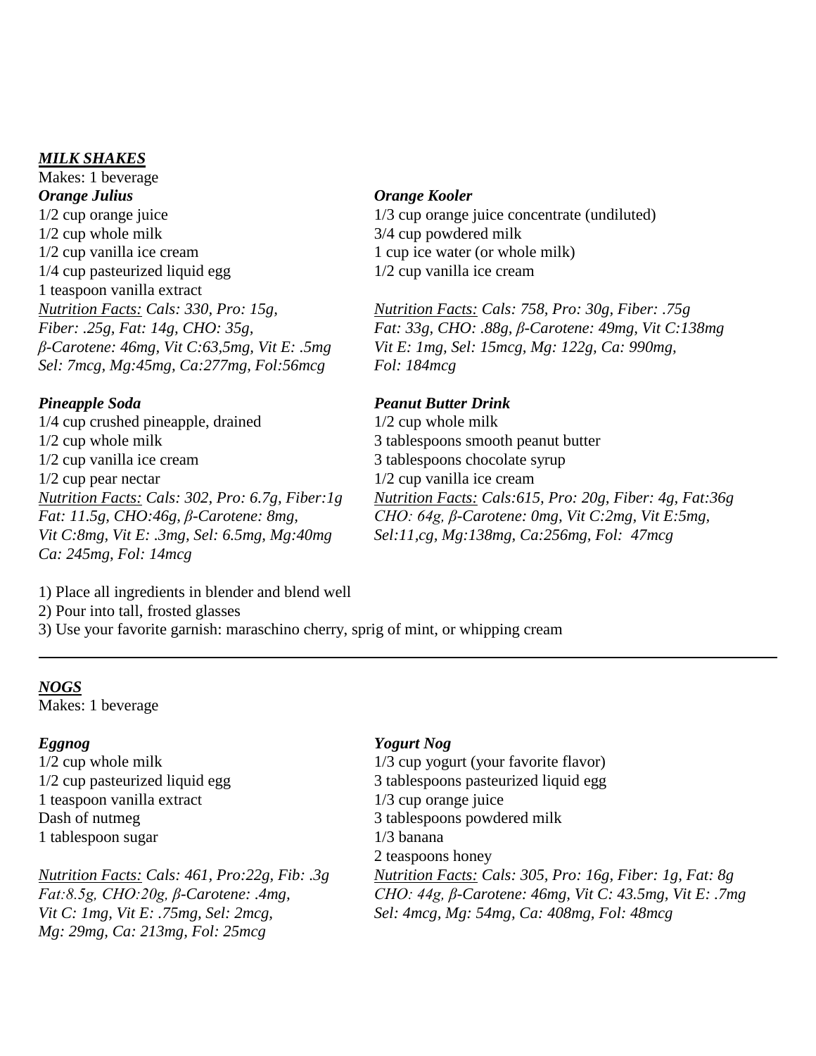## ***MILK SHAKES***

Makes: 1 beverage

### *Orange Julius*

1/2 cup orange juice
1/2 cup whole milk
1/2 cup vanilla ice cream
1/4 cup pasteurized liquid egg
1 teaspoon vanilla extract

*<u>Nutrition Facts:</u> Cals: 330, Pro: 15g, Fiber: .25g, Fat: 14g, CHO: 35g, β-Carotene: 46mg, Vit C:63,5mg, Vit E: .5mg Sel: 7mcg, Mg:45mg, Ca:277mg, Fol:56mcg*

### *Orange Kooler*

1/3 cup orange juice concentrate (undiluted)
3/4 cup powdered milk
1 cup ice water (or whole milk)
1/2 cup vanilla ice cream

*<u>Nutrition Facts:</u> Cals: 758, Pro: 30g, Fiber: .75g Fat: 33g, CHO: .88g, β-Carotene: 49mg, Vit C:138mg Vit E: 1mg, Sel: 15mcg, Mg: 122g, Ca: 990mg, Fol: 184mcg*

### *Pineapple Soda*

1/4 cup crushed pineapple, drained
1/2 cup whole milk
1/2 cup vanilla ice cream
1/2 cup pear nectar

*<u>Nutrition Facts:</u> Cals: 302, Pro: 6.7g, Fiber:1g Fat: 11.5g, CHO:46g, β-Carotene: 8mg, Vit C:8mg, Vit E: .3mg, Sel: 6.5mg, Mg:40mg Ca: 245mg, Fol: 14mcg*

### *Peanut Butter Drink*

1/2 cup whole milk
3 tablespoons smooth peanut butter
3 tablespoons chocolate syrup
1/2 cup vanilla ice cream

*<u>Nutrition Facts:</u> Cals:615, Pro: 20g, Fiber: 4g, Fat:36g CHO: 64g, β-Carotene: 0mg, Vit C:2mg, Vit E:5mg, Sel:11,cg, Mg:138mg, Ca:256mg, Fol: 47mcg*

1) Place all ingredients in blender and blend well
2) Pour into tall, frosted glasses
3) Use your favorite garnish: maraschino cherry, sprig of mint, or whipping cream

---

## ***NOGS***

Makes: 1 beverage

### *Eggnog*

1/2 cup whole milk
1/2 cup pasteurized liquid egg
1 teaspoon vanilla extract
Dash of nutmeg
1 tablespoon sugar

*<u>Nutrition Facts:</u> Cals: 461, Pro:22g, Fib: .3g Fat:8.5g, CHO:20g, β-Carotene: .4mg, Vit C: 1mg, Vit E: .75mg, Sel: 2mcg, Mg: 29mg, Ca: 213mg, Fol: 25mcg*

### *Yogurt Nog*

1/3 cup yogurt (your favorite flavor)
3 tablespoons pasteurized liquid egg
1/3 cup orange juice
3 tablespoons powdered milk
1/3 banana
2 teaspoons honey

*<u>Nutrition Facts:</u> Cals: 305, Pro: 16g, Fiber: 1g, Fat: 8g CHO: 44g, β-Carotene: 46mg, Vit C: 43.5mg, Vit E: .7mg Sel: 4mcg, Mg: 54mg, Ca: 408mg, Fol: 48mcg*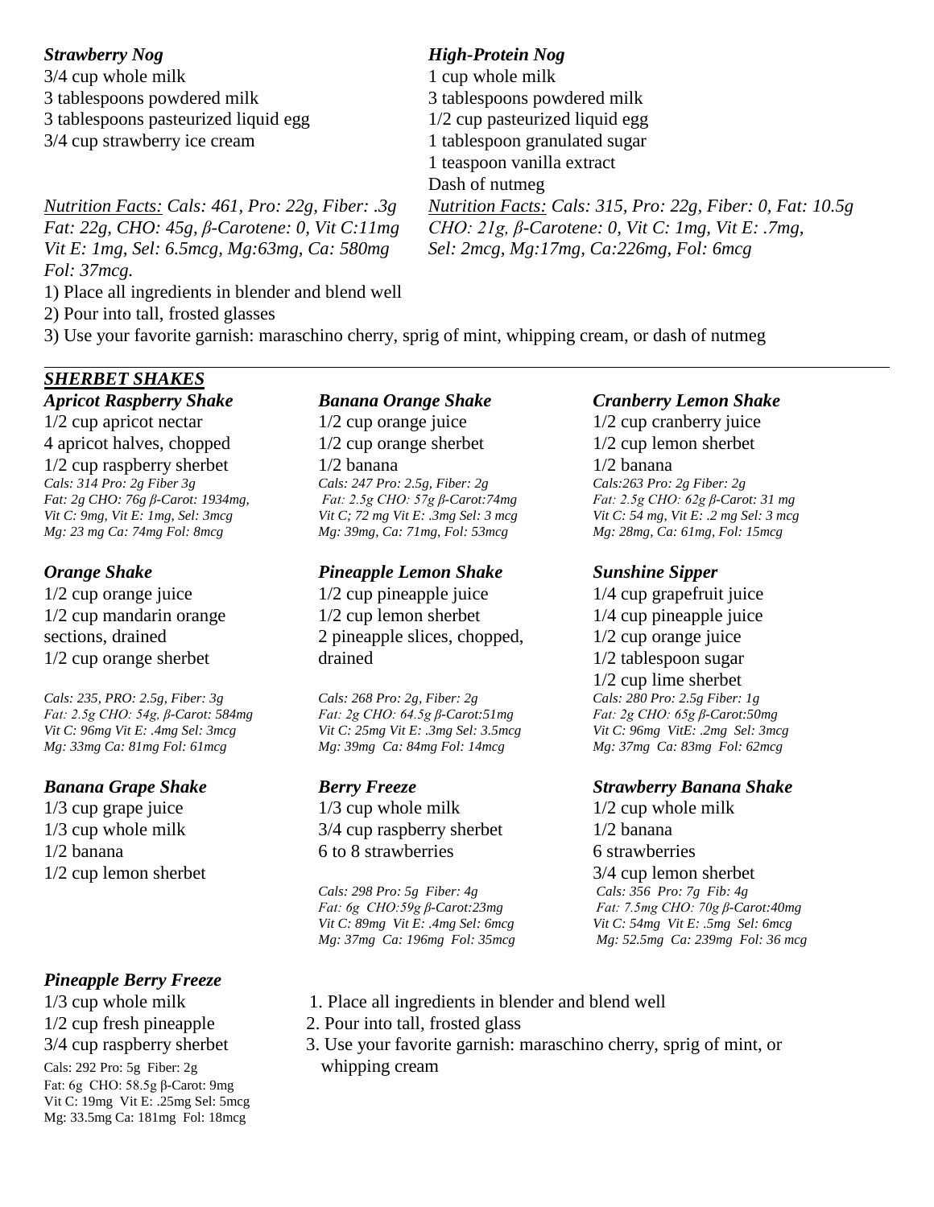### *Strawberry Nog*

3/4 cup whole milk
3 tablespoons powdered milk
3 tablespoons pasteurized liquid egg
3/4 cup strawberry ice cream

*Nutrition Facts: Cals: 461, Pro: 22g, Fiber: .3g Fat: 22g, CHO: 45g, β-Carotene: 0, Vit C:11mg Vit E: 1mg, Sel: 6.5mcg, Mg:63mg, Ca: 580mg Fol: 37mcg.*

### *High-Protein Nog*

1 cup whole milk
3 tablespoons powdered milk
1/2 cup pasteurized liquid egg
1 tablespoon granulated sugar
1 teaspoon vanilla extract
Dash of nutmeg

*Nutrition Facts: Cals: 315, Pro: 22g, Fiber: 0, Fat: 10.5g CHO: 21g, β-Carotene: 0, Vit C: 1mg, Vit E: .7mg, Sel: 2mcg, Mg:17mg, Ca:226mg, Fol: 6mcg*

1) Place all ingredients in blender and blend well
2) Pour into tall, frosted glasses
3) Use your favorite garnish: maraschino cherry, sprig of mint, whipping cream, or dash of nutmeg

---

## *SHERBET SHAKES*

### *Apricot Raspberry Shake*

1/2 cup apricot nectar
4 apricot halves, chopped
1/2 cup raspberry sherbet

*Cals: 314 Pro: 2g Fiber 3g Fat: 2g CHO: 76g β-Carot: 1934mg, Vit C: 9mg, Vit E: 1mg, Sel: 3mcg Mg: 23 mg Ca: 74mg Fol: 8mcg*

### *Banana Orange Shake*

1/2 cup orange juice
1/2 cup orange sherbet
1/2 banana

*Cals: 247 Pro: 2.5g, Fiber: 2g Fat: 2.5g CHO: 57g β-Carot:74mg Vit C; 72 mg Vit E: .3mg Sel: 3 mcg Mg: 39mg, Ca: 71mg, Fol: 53mcg*

### *Cranberry Lemon Shake*

1/2 cup cranberry juice
1/2 cup lemon sherbet
1/2 banana

*Cals:263 Pro: 2g Fiber: 2g Fat: 2.5g CHO: 62g β-Carot: 31 mg Vit C: 54 mg, Vit E: .2 mg Sel: 3 mcg Mg: 28mg, Ca: 61mg, Fol: 15mcg*

### *Orange Shake*

1/2 cup orange juice
1/2 cup mandarin orange sections, drained
1/2 cup orange sherbet

*Cals: 235, PRO: 2.5g, Fiber: 3g Fat: 2.5g CHO: 54g, β-Carot: 584mg Vit C: 96mg Vit E: .4mg Sel: 3mcg Mg: 33mg Ca: 81mg Fol: 61mcg*

### *Pineapple Lemon Shake*

1/2 cup pineapple juice
1/2 cup lemon sherbet
2 pineapple slices, chopped, drained

*Cals: 268 Pro: 2g, Fiber: 2g Fat: 2g CHO: 64.5g β-Carot:51mg Vit C: 25mg Vit E: .3mg Sel: 3.5mcg Mg: 39mg Ca: 84mg Fol: 14mcg*

### *Sunshine Sipper*

1/4 cup grapefruit juice
1/4 cup pineapple juice
1/2 cup orange juice
1/2 tablespoon sugar
1/2 cup lime sherbet

*Cals: 280 Pro: 2.5g Fiber: 1g Fat: 2g CHO: 65g β-Carot:50mg Vit C: 96mg VitE: .2mg Sel: 3mcg Mg: 37mg Ca: 83mg Fol: 62mcg*

### *Banana Grape Shake*

1/3 cup grape juice
1/3 cup whole milk
1/2 banana
1/2 cup lemon sherbet

### *Berry Freeze*

1/3 cup whole milk
3/4 cup raspberry sherbet
6 to 8 strawberries

*Cals: 298 Pro: 5g Fiber: 4g Fat: 6g CHO:59g β-Carot:23mg Vit C: 89mg Vit E: .4mg Sel: 6mcg Mg: 37mg Ca: 196mg Fol: 35mcg*

### *Strawberry Banana Shake*

1/2 cup whole milk
1/2 banana
6 strawberries
3/4 cup lemon sherbet

*Cals: 356 Pro: 7g Fib: 4g Fat: 7.5mg CHO: 70g β-Carot:40mg Vit C: 54mg Vit E: .5mg Sel: 6mcg Mg: 52.5mg Ca: 239mg Fol: 36 mcg*

### *Pineapple Berry Freeze*

1/3 cup whole milk
1/2 cup fresh pineapple
3/4 cup raspberry sherbet

Cals: 292 Pro: 5g Fiber: 2g Fat: 6g CHO: 58.5g β-Carot: 9mg Vit C: 19mg Vit E: .25mg Sel: 5mcg Mg: 33.5mg Ca: 181mg Fol: 18mcg

1. Place all ingredients in blender and blend well
2. Pour into tall, frosted glass
3. Use your favorite garnish: maraschino cherry, sprig of mint, or whipping cream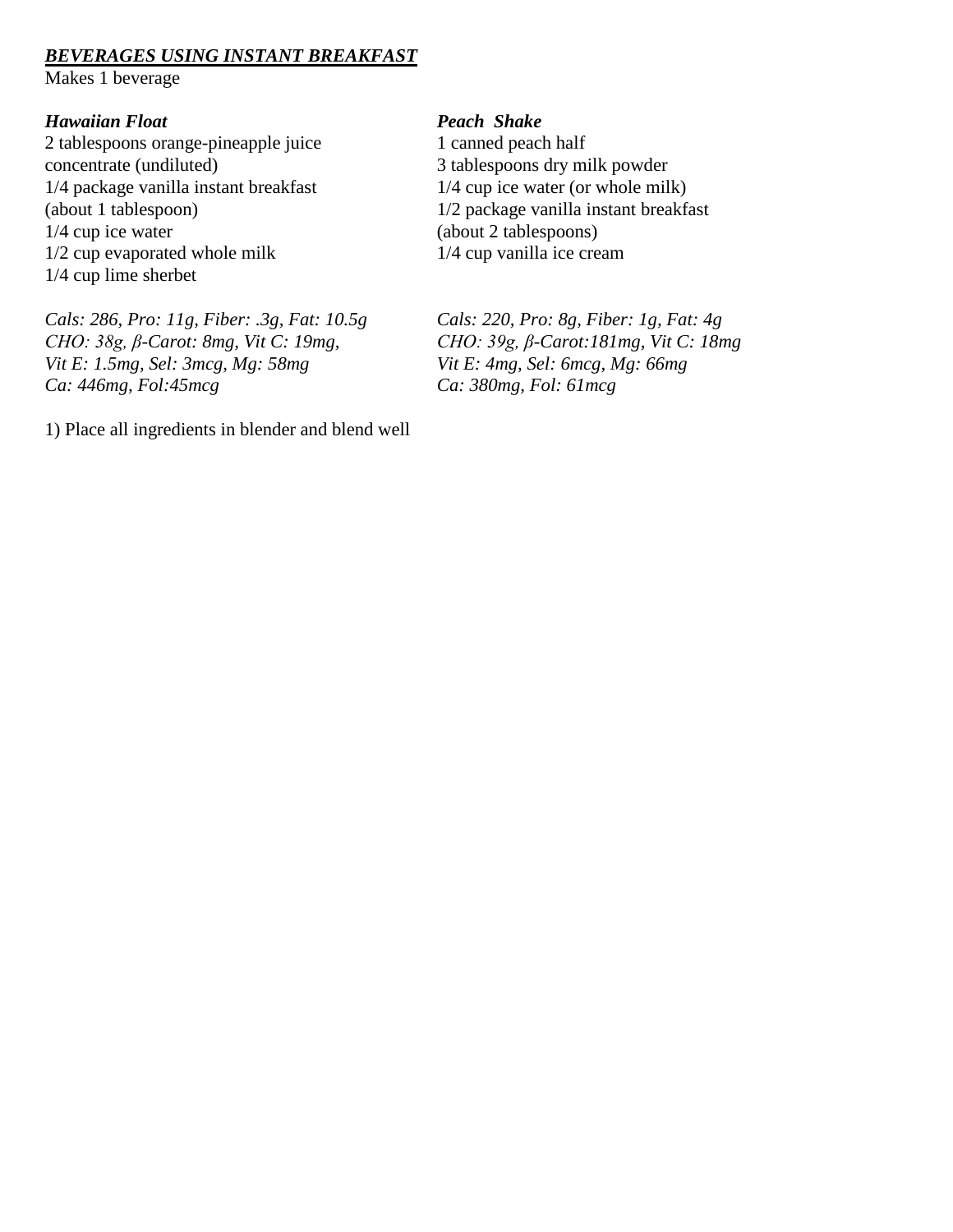***BEVERAGES USING INSTANT BREAKFAST***

Makes 1 beverage

***Hawaiian Float***

2 tablespoons orange-pineapple juice concentrate (undiluted)
1/4 package vanilla instant breakfast (about 1 tablespoon)
1/4 cup ice water
1/2 cup evaporated whole milk
1/4 cup lime sherbet

*Cals: 286, Pro: 11g, Fiber: .3g, Fat: 10.5g*
*CHO: 38g, β-Carot: 8mg, Vit C: 19mg,*
*Vit E: 1.5mg, Sel: 3mcg, Mg: 58mg*
*Ca: 446mg, Fol:45mcg*

***Peach Shake***

1 canned peach half
3 tablespoons dry milk powder
1/4 cup ice water (or whole milk)
1/2 package vanilla instant breakfast (about 2 tablespoons)
1/4 cup vanilla ice cream

*Cals: 220, Pro: 8g, Fiber: 1g, Fat: 4g*
*CHO: 39g, β-Carot:181mg, Vit C: 18mg*
*Vit E: 4mg, Sel: 6mcg, Mg: 66mg*
*Ca: 380mg, Fol: 61mcg*

1) Place all ingredients in blender and blend well